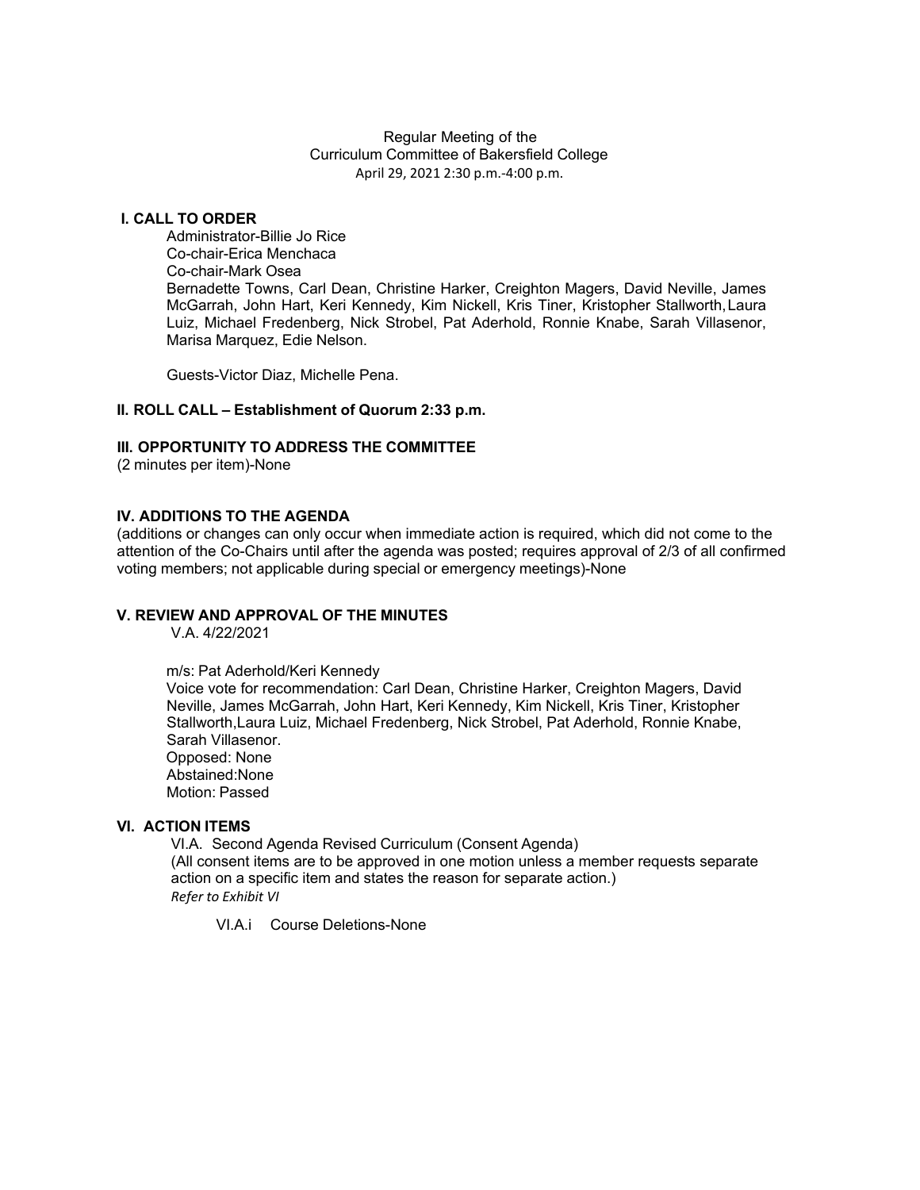Regular Meeting of the
Curriculum Committee of Bakersfield College
April 29, 2021 2:30 p.m.-4:00 p.m.

## I. CALL TO ORDER

Administrator-Billie Jo Rice
Co-chair-Erica Menchaca
Co-chair-Mark Osea
Bernadette Towns, Carl Dean, Christine Harker, Creighton Magers, David Neville, James McGarrah, John Hart, Keri Kennedy, Kim Nickell, Kris Tiner, Kristopher Stallworth, Laura Luiz, Michael Fredenberg, Nick Strobel, Pat Aderhold, Ronnie Knabe, Sarah Villasenor, Marisa Marquez, Edie Nelson.

Guests-Victor Diaz, Michelle Pena.

## II. ROLL CALL – Establishment of Quorum 2:33 p.m.

## III. OPPORTUNITY TO ADDRESS THE COMMITTEE

(2 minutes per item)-None

## IV. ADDITIONS TO THE AGENDA

(additions or changes can only occur when immediate action is required, which did not come to the attention of the Co-Chairs until after the agenda was posted; requires approval of 2/3 of all confirmed voting members; not applicable during special or emergency meetings)-None

## V. REVIEW AND APPROVAL OF THE MINUTES

V.A. 4/22/2021

m/s: Pat Aderhold/Keri Kennedy
Voice vote for recommendation: Carl Dean, Christine Harker, Creighton Magers, David Neville, James McGarrah, John Hart, Keri Kennedy, Kim Nickell, Kris Tiner, Kristopher Stallworth, Laura Luiz, Michael Fredenberg, Nick Strobel, Pat Aderhold, Ronnie Knabe, Sarah Villasenor.
Opposed: None
Abstained: None
Motion: Passed

## VI. ACTION ITEMS

VI.A. Second Agenda Revised Curriculum (Consent Agenda)
(All consent items are to be approved in one motion unless a member requests separate action on a specific item and states the reason for separate action.)
*Refer to Exhibit VI*

VI.A.i Course Deletions-None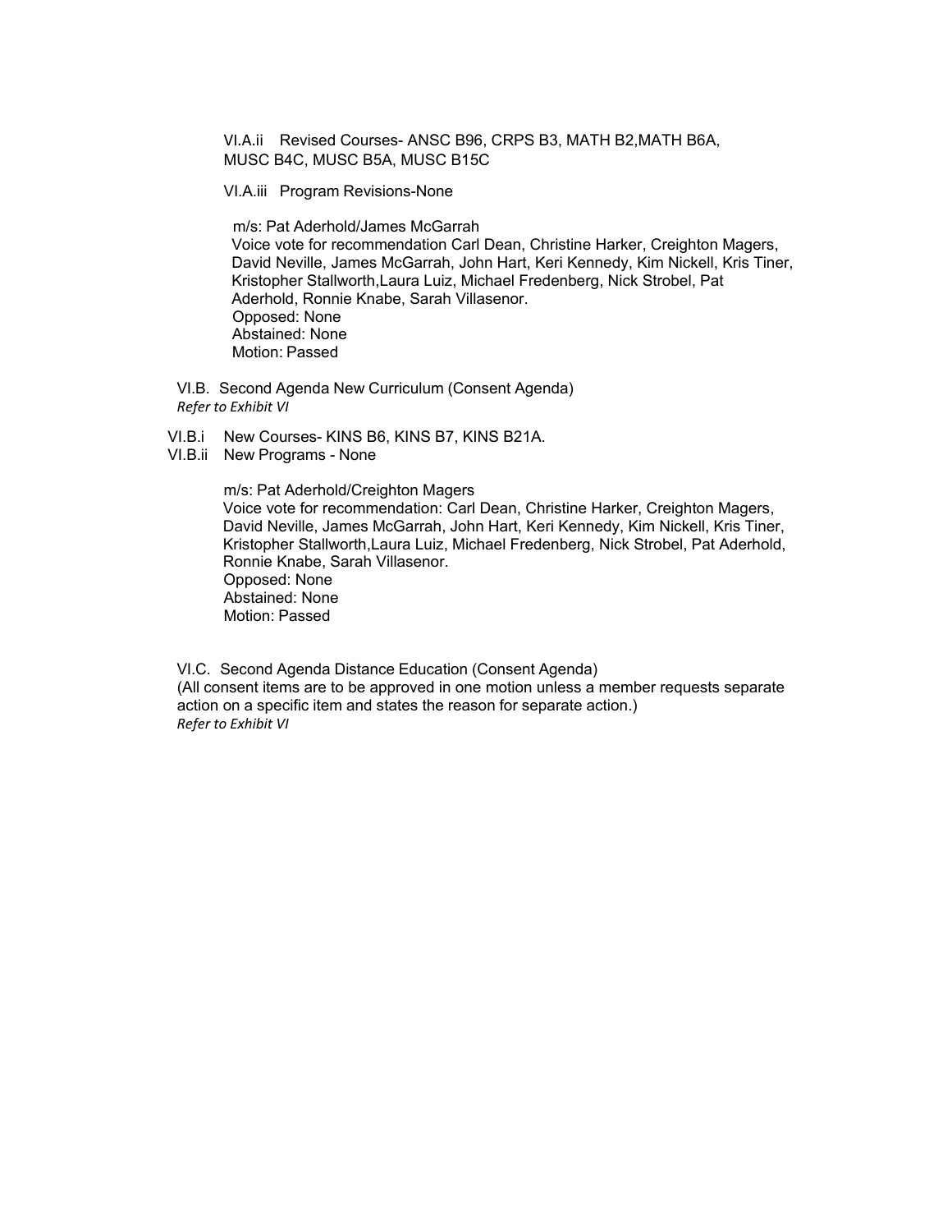VI.A.ii Revised Courses- ANSC B96, CRPS B3, MATH B2,MATH B6A, MUSC B4C, MUSC B5A, MUSC B15C

VI.A.iii Program Revisions-None

m/s: Pat Aderhold/James McGarrah
Voice vote for recommendation Carl Dean, Christine Harker, Creighton Magers, David Neville, James McGarrah, John Hart, Keri Kennedy, Kim Nickell, Kris Tiner, Kristopher Stallworth,Laura Luiz, Michael Fredenberg, Nick Strobel, Pat Aderhold, Ronnie Knabe, Sarah Villasenor.
Opposed: None
Abstained: None
Motion: Passed

VI.B. Second Agenda New Curriculum (Consent Agenda)
*Refer to Exhibit VI*

VI.B.i New Courses- KINS B6, KINS B7, KINS B21A.
VI.B.ii New Programs - None

m/s: Pat Aderhold/Creighton Magers
Voice vote for recommendation: Carl Dean, Christine Harker, Creighton Magers, David Neville, James McGarrah, John Hart, Keri Kennedy, Kim Nickell, Kris Tiner, Kristopher Stallworth,Laura Luiz, Michael Fredenberg, Nick Strobel, Pat Aderhold, Ronnie Knabe, Sarah Villasenor.
Opposed: None
Abstained: None
Motion: Passed

VI.C. Second Agenda Distance Education (Consent Agenda)
(All consent items are to be approved in one motion unless a member requests separate action on a specific item and states the reason for separate action.)
*Refer to Exhibit VI*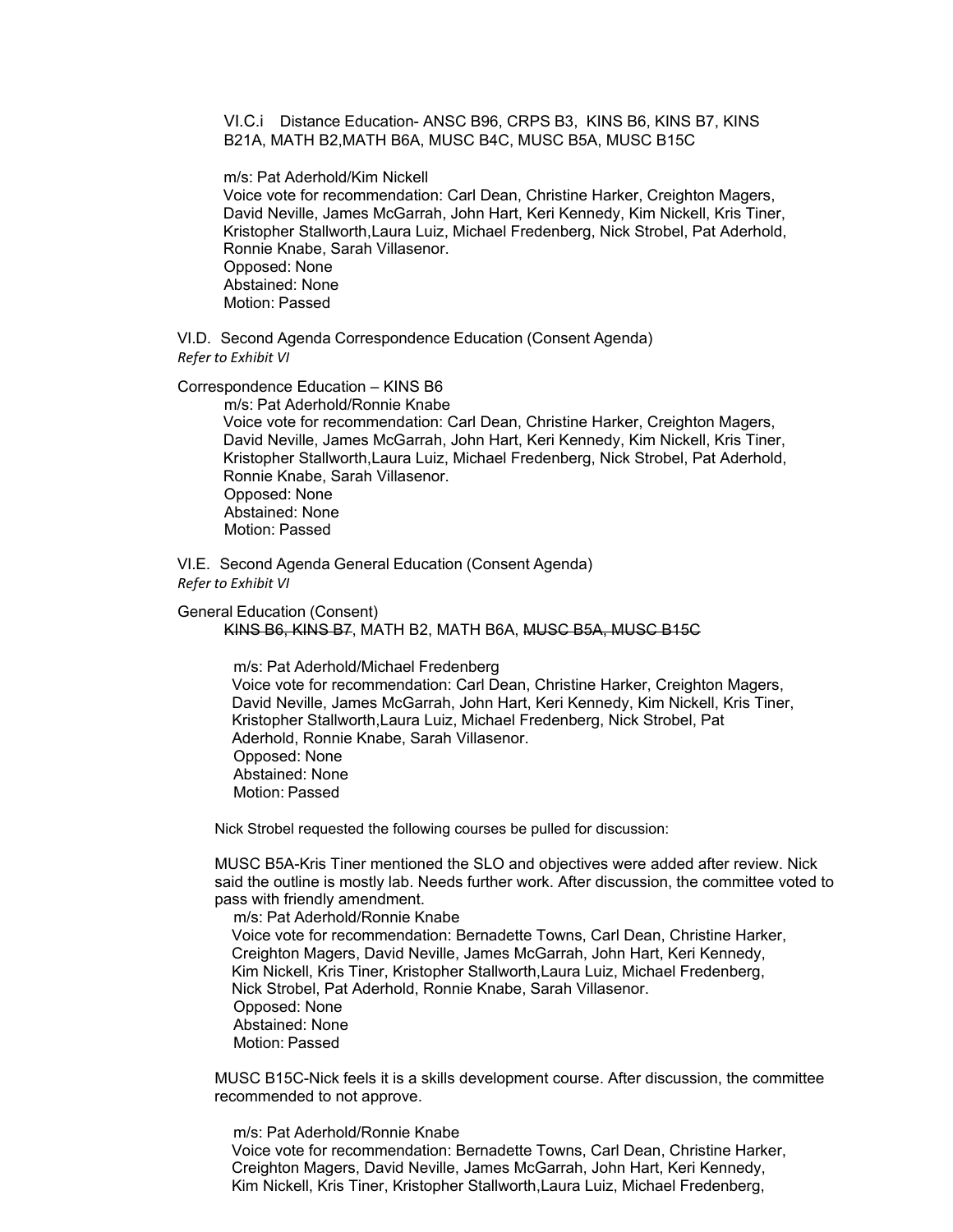VI.C.i Distance Education- ANSC B96, CRPS B3, KINS B6, KINS B7, KINS B21A, MATH B2,MATH B6A, MUSC B4C, MUSC B5A, MUSC B15C

m/s: Pat Aderhold/Kim Nickell
Voice vote for recommendation: Carl Dean, Christine Harker, Creighton Magers, David Neville, James McGarrah, John Hart, Keri Kennedy, Kim Nickell, Kris Tiner, Kristopher Stallworth,Laura Luiz, Michael Fredenberg, Nick Strobel, Pat Aderhold, Ronnie Knabe, Sarah Villasenor.
Opposed: None
Abstained: None
Motion: Passed

VI.D. Second Agenda Correspondence Education (Consent Agenda)
*Refer to Exhibit VI*

Correspondence Education – KINS B6
m/s: Pat Aderhold/Ronnie Knabe
Voice vote for recommendation: Carl Dean, Christine Harker, Creighton Magers, David Neville, James McGarrah, John Hart, Keri Kennedy, Kim Nickell, Kris Tiner, Kristopher Stallworth,Laura Luiz, Michael Fredenberg, Nick Strobel, Pat Aderhold, Ronnie Knabe, Sarah Villasenor.
Opposed: None
Abstained: None
Motion: Passed

VI.E. Second Agenda General Education (Consent Agenda)
*Refer to Exhibit VI*

General Education (Consent)
~~KINS B6, KINS B7~~, MATH B2, MATH B6A, ~~MUSC B5A, MUSC B15C~~

m/s: Pat Aderhold/Michael Fredenberg
Voice vote for recommendation: Carl Dean, Christine Harker, Creighton Magers, David Neville, James McGarrah, John Hart, Keri Kennedy, Kim Nickell, Kris Tiner, Kristopher Stallworth,Laura Luiz, Michael Fredenberg, Nick Strobel, Pat Aderhold, Ronnie Knabe, Sarah Villasenor.
Opposed: None
Abstained: None
Motion: Passed

Nick Strobel requested the following courses be pulled for discussion:

MUSC B5A-Kris Tiner mentioned the SLO and objectives were added after review. Nick said the outline is mostly lab. Needs further work. After discussion, the committee voted to pass with friendly amendment.
m/s: Pat Aderhold/Ronnie Knabe
Voice vote for recommendation: Bernadette Towns, Carl Dean, Christine Harker, Creighton Magers, David Neville, James McGarrah, John Hart, Keri Kennedy, Kim Nickell, Kris Tiner, Kristopher Stallworth,Laura Luiz, Michael Fredenberg, Nick Strobel, Pat Aderhold, Ronnie Knabe, Sarah Villasenor.
Opposed: None
Abstained: None
Motion: Passed

MUSC B15C-Nick feels it is a skills development course. After discussion, the committee recommended to not approve.

m/s: Pat Aderhold/Ronnie Knabe
Voice vote for recommendation: Bernadette Towns, Carl Dean, Christine Harker, Creighton Magers, David Neville, James McGarrah, John Hart, Keri Kennedy, Kim Nickell, Kris Tiner, Kristopher Stallworth,Laura Luiz, Michael Fredenberg,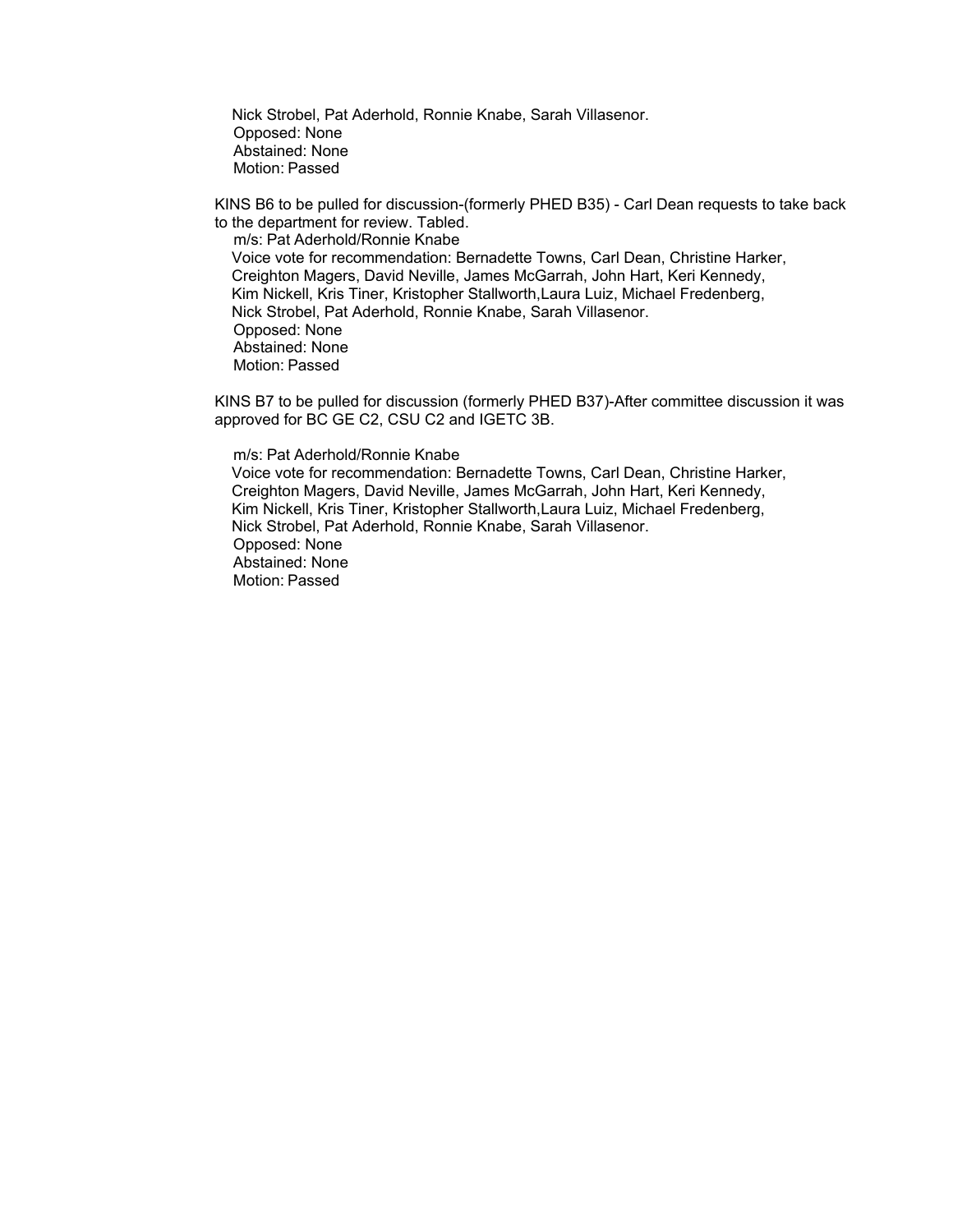Nick Strobel, Pat Aderhold, Ronnie Knabe, Sarah Villasenor.
Opposed: None
Abstained: None
Motion: Passed

KINS B6 to be pulled for discussion-(formerly PHED B35) - Carl Dean requests to take back to the department for review. Tabled.

m/s: Pat Aderhold/Ronnie Knabe
Voice vote for recommendation: Bernadette Towns, Carl Dean, Christine Harker, Creighton Magers, David Neville, James McGarrah, John Hart, Keri Kennedy, Kim Nickell, Kris Tiner, Kristopher Stallworth,Laura Luiz, Michael Fredenberg, Nick Strobel, Pat Aderhold, Ronnie Knabe, Sarah Villasenor.
Opposed: None
Abstained: None
Motion: Passed

KINS B7 to be pulled for discussion (formerly PHED B37)-After committee discussion it was approved for BC GE C2, CSU C2 and IGETC 3B.

m/s: Pat Aderhold/Ronnie Knabe
Voice vote for recommendation: Bernadette Towns, Carl Dean, Christine Harker, Creighton Magers, David Neville, James McGarrah, John Hart, Keri Kennedy, Kim Nickell, Kris Tiner, Kristopher Stallworth,Laura Luiz, Michael Fredenberg, Nick Strobel, Pat Aderhold, Ronnie Knabe, Sarah Villasenor.
Opposed: None
Abstained: None
Motion: Passed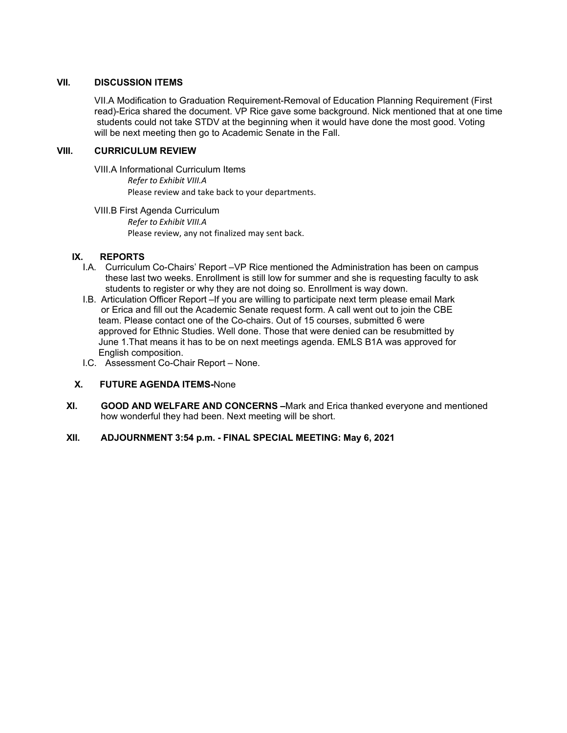## VII. DISCUSSION ITEMS

VII.A Modification to Graduation Requirement-Removal of Education Planning Requirement (First read)-Erica shared the document. VP Rice gave some background. Nick mentioned that at one time students could not take STDV at the beginning when it would have done the most good. Voting will be next meeting then go to Academic Senate in the Fall.

## VIII. CURRICULUM REVIEW

VIII.A Informational Curriculum Items

*Refer to Exhibit VIII.A*

Please review and take back to your departments.

VIII.B First Agenda Curriculum

*Refer to Exhibit VIII.A*

Please review, any not finalized may sent back.

## IX. REPORTS

I.A. Curriculum Co-Chairs' Report –VP Rice mentioned the Administration has been on campus these last two weeks. Enrollment is still low for summer and she is requesting faculty to ask students to register or why they are not doing so. Enrollment is way down.

I.B. Articulation Officer Report –If you are willing to participate next term please email Mark or Erica and fill out the Academic Senate request form. A call went out to join the CBE team. Please contact one of the Co-chairs. Out of 15 courses, submitted 6 were approved for Ethnic Studies. Well done. Those that were denied can be resubmitted by June 1.That means it has to be on next meetings agenda. EMLS B1A was approved for English composition.

I.C. Assessment Co-Chair Report – None.

## X. FUTURE AGENDA ITEMS-None

## XI. GOOD AND WELFARE AND CONCERNS –Mark and Erica thanked everyone and mentioned how wonderful they had been. Next meeting will be short.

## XII. ADJOURNMENT 3:54 p.m. - FINAL SPECIAL MEETING: May 6, 2021